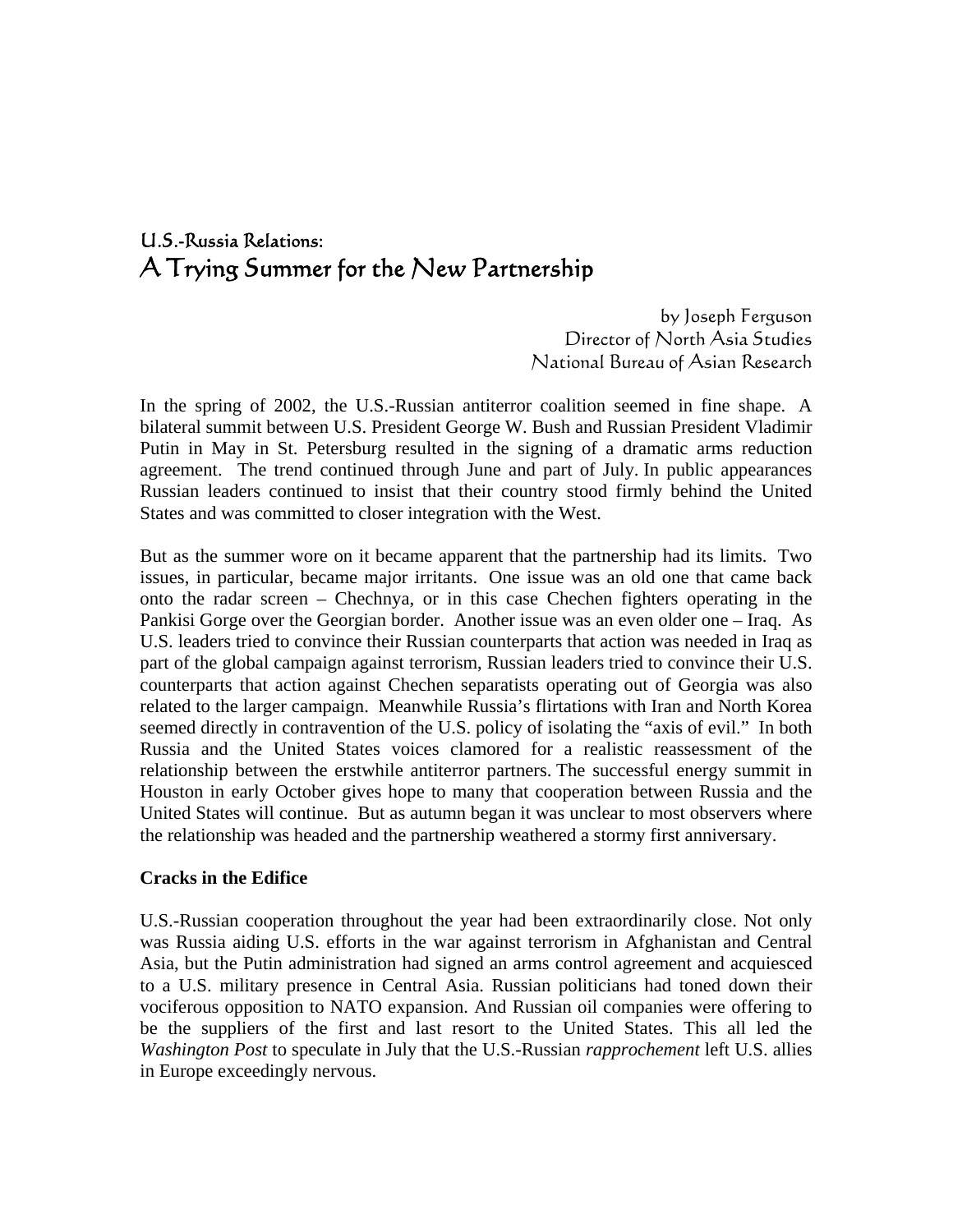# U.S.-Russia Relations:
# A Trying Summer for the New Partnership

by Joseph Ferguson
Director of North Asia Studies
National Bureau of Asian Research

In the spring of 2002, the U.S.-Russian antiterror coalition seemed in fine shape. A bilateral summit between U.S. President George W. Bush and Russian President Vladimir Putin in May in St. Petersburg resulted in the signing of a dramatic arms reduction agreement. The trend continued through June and part of July. In public appearances Russian leaders continued to insist that their country stood firmly behind the United States and was committed to closer integration with the West.

But as the summer wore on it became apparent that the partnership had its limits. Two issues, in particular, became major irritants. One issue was an old one that came back onto the radar screen – Chechnya, or in this case Chechen fighters operating in the Pankisi Gorge over the Georgian border. Another issue was an even older one – Iraq. As U.S. leaders tried to convince their Russian counterparts that action was needed in Iraq as part of the global campaign against terrorism, Russian leaders tried to convince their U.S. counterparts that action against Chechen separatists operating out of Georgia was also related to the larger campaign. Meanwhile Russia's flirtations with Iran and North Korea seemed directly in contravention of the U.S. policy of isolating the "axis of evil." In both Russia and the United States voices clamored for a realistic reassessment of the relationship between the erstwhile antiterror partners. The successful energy summit in Houston in early October gives hope to many that cooperation between Russia and the United States will continue. But as autumn began it was unclear to most observers where the relationship was headed and the partnership weathered a stormy first anniversary.

**Cracks in the Edifice**

U.S.-Russian cooperation throughout the year had been extraordinarily close. Not only was Russia aiding U.S. efforts in the war against terrorism in Afghanistan and Central Asia, but the Putin administration had signed an arms control agreement and acquiesced to a U.S. military presence in Central Asia. Russian politicians had toned down their vociferous opposition to NATO expansion. And Russian oil companies were offering to be the suppliers of the first and last resort to the United States. This all led the *Washington Post* to speculate in July that the U.S.-Russian *rapprochement* left U.S. allies in Europe exceedingly nervous.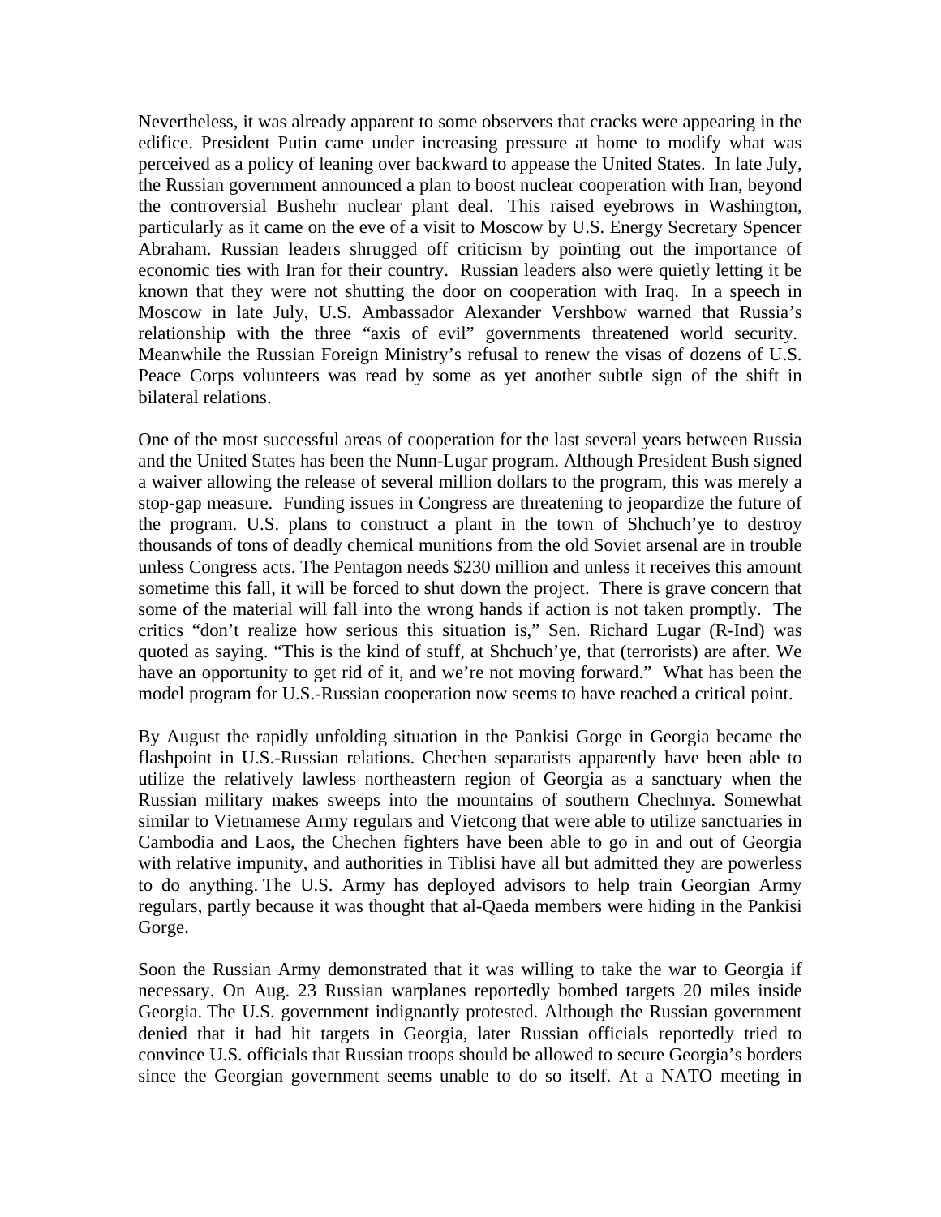Nevertheless, it was already apparent to some observers that cracks were appearing in the edifice. President Putin came under increasing pressure at home to modify what was perceived as a policy of leaning over backward to appease the United States. In late July, the Russian government announced a plan to boost nuclear cooperation with Iran, beyond the controversial Bushehr nuclear plant deal. This raised eyebrows in Washington, particularly as it came on the eve of a visit to Moscow by U.S. Energy Secretary Spencer Abraham. Russian leaders shrugged off criticism by pointing out the importance of economic ties with Iran for their country. Russian leaders also were quietly letting it be known that they were not shutting the door on cooperation with Iraq. In a speech in Moscow in late July, U.S. Ambassador Alexander Vershbow warned that Russia's relationship with the three "axis of evil" governments threatened world security. Meanwhile the Russian Foreign Ministry's refusal to renew the visas of dozens of U.S. Peace Corps volunteers was read by some as yet another subtle sign of the shift in bilateral relations.

One of the most successful areas of cooperation for the last several years between Russia and the United States has been the Nunn-Lugar program. Although President Bush signed a waiver allowing the release of several million dollars to the program, this was merely a stop-gap measure. Funding issues in Congress are threatening to jeopardize the future of the program. U.S. plans to construct a plant in the town of Shchuch'ye to destroy thousands of tons of deadly chemical munitions from the old Soviet arsenal are in trouble unless Congress acts. The Pentagon needs \$230 million and unless it receives this amount sometime this fall, it will be forced to shut down the project. There is grave concern that some of the material will fall into the wrong hands if action is not taken promptly. The critics "don't realize how serious this situation is," Sen. Richard Lugar (R-Ind) was quoted as saying. "This is the kind of stuff, at Shchuch'ye, that (terrorists) are after. We have an opportunity to get rid of it, and we're not moving forward." What has been the model program for U.S.-Russian cooperation now seems to have reached a critical point.

By August the rapidly unfolding situation in the Pankisi Gorge in Georgia became the flashpoint in U.S.-Russian relations. Chechen separatists apparently have been able to utilize the relatively lawless northeastern region of Georgia as a sanctuary when the Russian military makes sweeps into the mountains of southern Chechnya. Somewhat similar to Vietnamese Army regulars and Vietcong that were able to utilize sanctuaries in Cambodia and Laos, the Chechen fighters have been able to go in and out of Georgia with relative impunity, and authorities in Tiblisi have all but admitted they are powerless to do anything. The U.S. Army has deployed advisors to help train Georgian Army regulars, partly because it was thought that al-Qaeda members were hiding in the Pankisi Gorge.

Soon the Russian Army demonstrated that it was willing to take the war to Georgia if necessary. On Aug. 23 Russian warplanes reportedly bombed targets 20 miles inside Georgia. The U.S. government indignantly protested. Although the Russian government denied that it had hit targets in Georgia, later Russian officials reportedly tried to convince U.S. officials that Russian troops should be allowed to secure Georgia's borders since the Georgian government seems unable to do so itself. At a NATO meeting in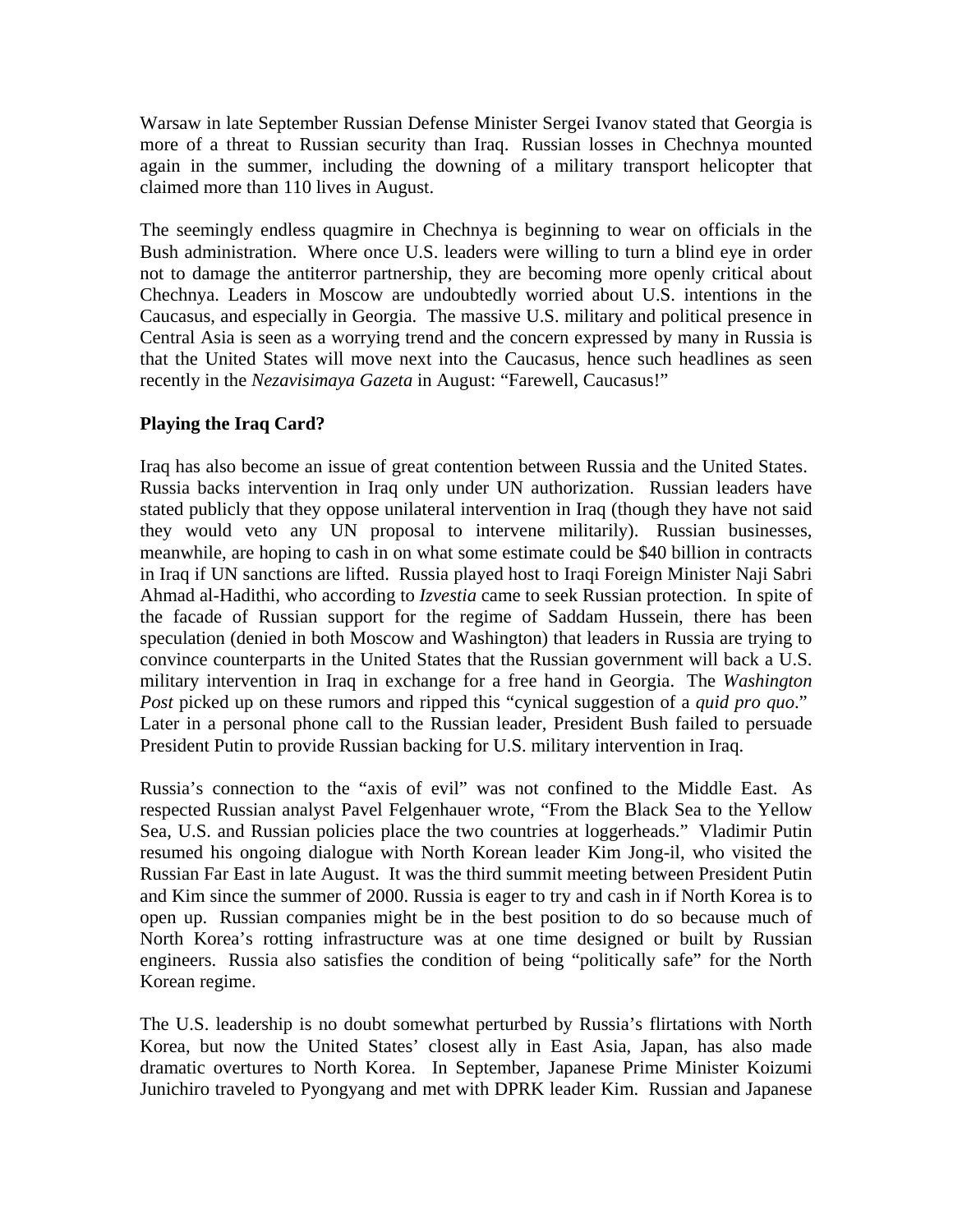Warsaw in late September Russian Defense Minister Sergei Ivanov stated that Georgia is more of a threat to Russian security than Iraq. Russian losses in Chechnya mounted again in the summer, including the downing of a military transport helicopter that claimed more than 110 lives in August.

The seemingly endless quagmire in Chechnya is beginning to wear on officials in the Bush administration. Where once U.S. leaders were willing to turn a blind eye in order not to damage the antiterror partnership, they are becoming more openly critical about Chechnya. Leaders in Moscow are undoubtedly worried about U.S. intentions in the Caucasus, and especially in Georgia. The massive U.S. military and political presence in Central Asia is seen as a worrying trend and the concern expressed by many in Russia is that the United States will move next into the Caucasus, hence such headlines as seen recently in the *Nezavisimaya Gazeta* in August: "Farewell, Caucasus!"

**Playing the Iraq Card?**

Iraq has also become an issue of great contention between Russia and the United States. Russia backs intervention in Iraq only under UN authorization. Russian leaders have stated publicly that they oppose unilateral intervention in Iraq (though they have not said they would veto any UN proposal to intervene militarily). Russian businesses, meanwhile, are hoping to cash in on what some estimate could be $40 billion in contracts in Iraq if UN sanctions are lifted. Russia played host to Iraqi Foreign Minister Naji Sabri Ahmad al-Hadithi, who according to *Izvestia* came to seek Russian protection. In spite of the facade of Russian support for the regime of Saddam Hussein, there has been speculation (denied in both Moscow and Washington) that leaders in Russia are trying to convince counterparts in the United States that the Russian government will back a U.S. military intervention in Iraq in exchange for a free hand in Georgia. The *Washington Post* picked up on these rumors and ripped this "cynical suggestion of a *quid pro quo*." Later in a personal phone call to the Russian leader, President Bush failed to persuade President Putin to provide Russian backing for U.S. military intervention in Iraq.

Russia's connection to the "axis of evil" was not confined to the Middle East. As respected Russian analyst Pavel Felgenhauer wrote, "From the Black Sea to the Yellow Sea, U.S. and Russian policies place the two countries at loggerheads." Vladimir Putin resumed his ongoing dialogue with North Korean leader Kim Jong-il, who visited the Russian Far East in late August. It was the third summit meeting between President Putin and Kim since the summer of 2000. Russia is eager to try and cash in if North Korea is to open up. Russian companies might be in the best position to do so because much of North Korea's rotting infrastructure was at one time designed or built by Russian engineers. Russia also satisfies the condition of being "politically safe" for the North Korean regime.

The U.S. leadership is no doubt somewhat perturbed by Russia's flirtations with North Korea, but now the United States' closest ally in East Asia, Japan, has also made dramatic overtures to North Korea. In September, Japanese Prime Minister Koizumi Junichiro traveled to Pyongyang and met with DPRK leader Kim. Russian and Japanese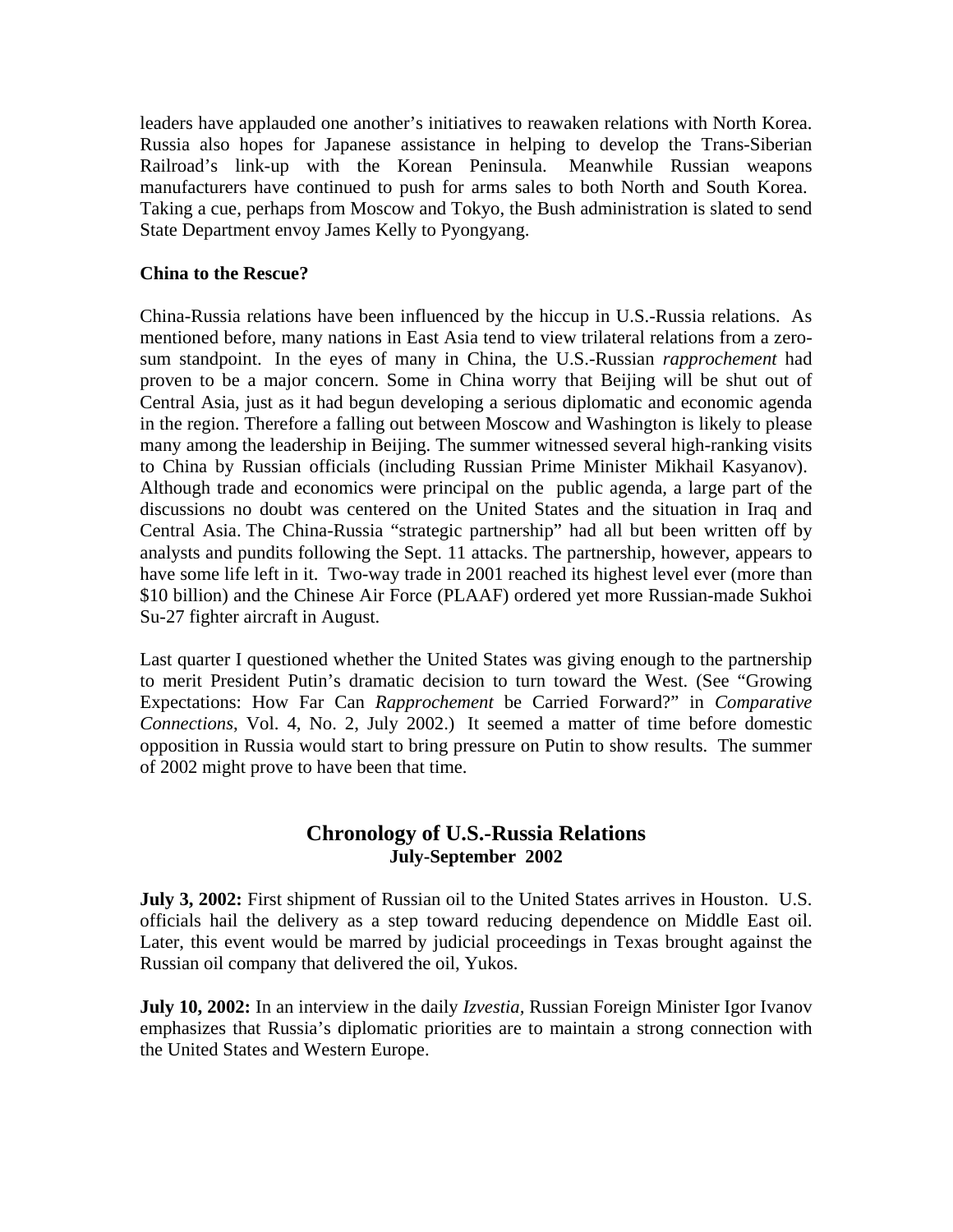leaders have applauded one another's initiatives to reawaken relations with North Korea. Russia also hopes for Japanese assistance in helping to develop the Trans-Siberian Railroad's link-up with the Korean Peninsula. Meanwhile Russian weapons manufacturers have continued to push for arms sales to both North and South Korea. Taking a cue, perhaps from Moscow and Tokyo, the Bush administration is slated to send State Department envoy James Kelly to Pyongyang.

**China to the Rescue?**

China-Russia relations have been influenced by the hiccup in U.S.-Russia relations. As mentioned before, many nations in East Asia tend to view trilateral relations from a zero-sum standpoint. In the eyes of many in China, the U.S.-Russian *rapprochement* had proven to be a major concern. Some in China worry that Beijing will be shut out of Central Asia, just as it had begun developing a serious diplomatic and economic agenda in the region. Therefore a falling out between Moscow and Washington is likely to please many among the leadership in Beijing. The summer witnessed several high-ranking visits to China by Russian officials (including Russian Prime Minister Mikhail Kasyanov). Although trade and economics were principal on the public agenda, a large part of the discussions no doubt was centered on the United States and the situation in Iraq and Central Asia. The China-Russia "strategic partnership" had all but been written off by analysts and pundits following the Sept. 11 attacks. The partnership, however, appears to have some life left in it. Two-way trade in 2001 reached its highest level ever (more than $10 billion) and the Chinese Air Force (PLAAF) ordered yet more Russian-made Sukhoi Su-27 fighter aircraft in August.

Last quarter I questioned whether the United States was giving enough to the partnership to merit President Putin's dramatic decision to turn toward the West. (See "Growing Expectations: How Far Can *Rapprochement* be Carried Forward?" in *Comparative Connections*, Vol. 4, No. 2, July 2002.) It seemed a matter of time before domestic opposition in Russia would start to bring pressure on Putin to show results. The summer of 2002 might prove to have been that time.

## Chronology of U.S.-Russia Relations
### July-September 2002

**July 3, 2002:** First shipment of Russian oil to the United States arrives in Houston. U.S. officials hail the delivery as a step toward reducing dependence on Middle East oil. Later, this event would be marred by judicial proceedings in Texas brought against the Russian oil company that delivered the oil, Yukos.

**July 10, 2002:** In an interview in the daily *Izvestia*, Russian Foreign Minister Igor Ivanov emphasizes that Russia's diplomatic priorities are to maintain a strong connection with the United States and Western Europe.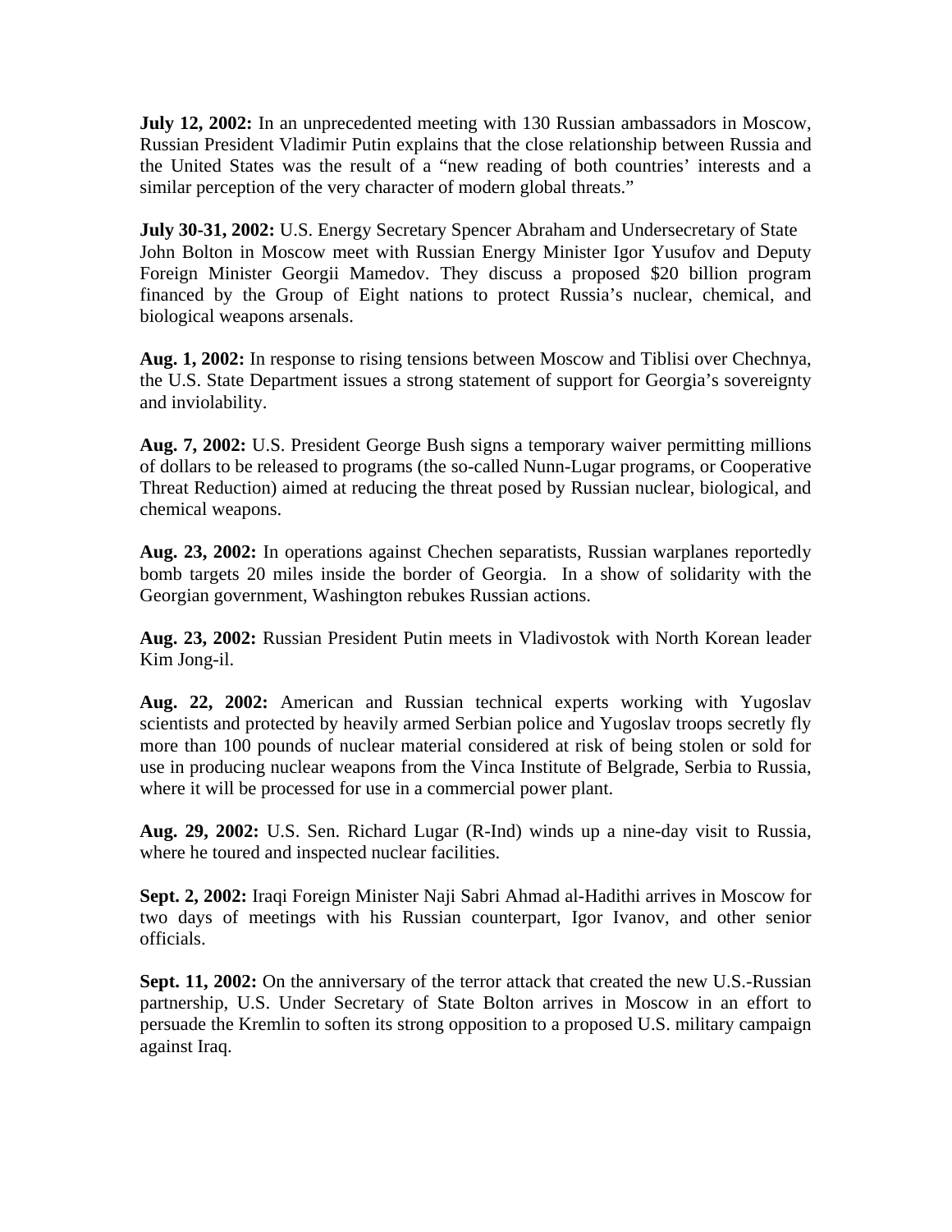**July 12, 2002:** In an unprecedented meeting with 130 Russian ambassadors in Moscow, Russian President Vladimir Putin explains that the close relationship between Russia and the United States was the result of a "new reading of both countries' interests and a similar perception of the very character of modern global threats."

**July 30-31, 2002:** U.S. Energy Secretary Spencer Abraham and Undersecretary of State John Bolton in Moscow meet with Russian Energy Minister Igor Yusufov and Deputy Foreign Minister Georgii Mamedov. They discuss a proposed $20 billion program financed by the Group of Eight nations to protect Russia's nuclear, chemical, and biological weapons arsenals.

**Aug. 1, 2002:** In response to rising tensions between Moscow and Tiblisi over Chechnya, the U.S. State Department issues a strong statement of support for Georgia's sovereignty and inviolability.

**Aug. 7, 2002:** U.S. President George Bush signs a temporary waiver permitting millions of dollars to be released to programs (the so-called Nunn-Lugar programs, or Cooperative Threat Reduction) aimed at reducing the threat posed by Russian nuclear, biological, and chemical weapons.

**Aug. 23, 2002:** In operations against Chechen separatists, Russian warplanes reportedly bomb targets 20 miles inside the border of Georgia. In a show of solidarity with the Georgian government, Washington rebukes Russian actions.

**Aug. 23, 2002:** Russian President Putin meets in Vladivostok with North Korean leader Kim Jong-il.

**Aug. 22, 2002:** American and Russian technical experts working with Yugoslav scientists and protected by heavily armed Serbian police and Yugoslav troops secretly fly more than 100 pounds of nuclear material considered at risk of being stolen or sold for use in producing nuclear weapons from the Vinca Institute of Belgrade, Serbia to Russia, where it will be processed for use in a commercial power plant.

**Aug. 29, 2002:** U.S. Sen. Richard Lugar (R-Ind) winds up a nine-day visit to Russia, where he toured and inspected nuclear facilities.

**Sept. 2, 2002:** Iraqi Foreign Minister Naji Sabri Ahmad al-Hadithi arrives in Moscow for two days of meetings with his Russian counterpart, Igor Ivanov, and other senior officials.

**Sept. 11, 2002:** On the anniversary of the terror attack that created the new U.S.-Russian partnership, U.S. Under Secretary of State Bolton arrives in Moscow in an effort to persuade the Kremlin to soften its strong opposition to a proposed U.S. military campaign against Iraq.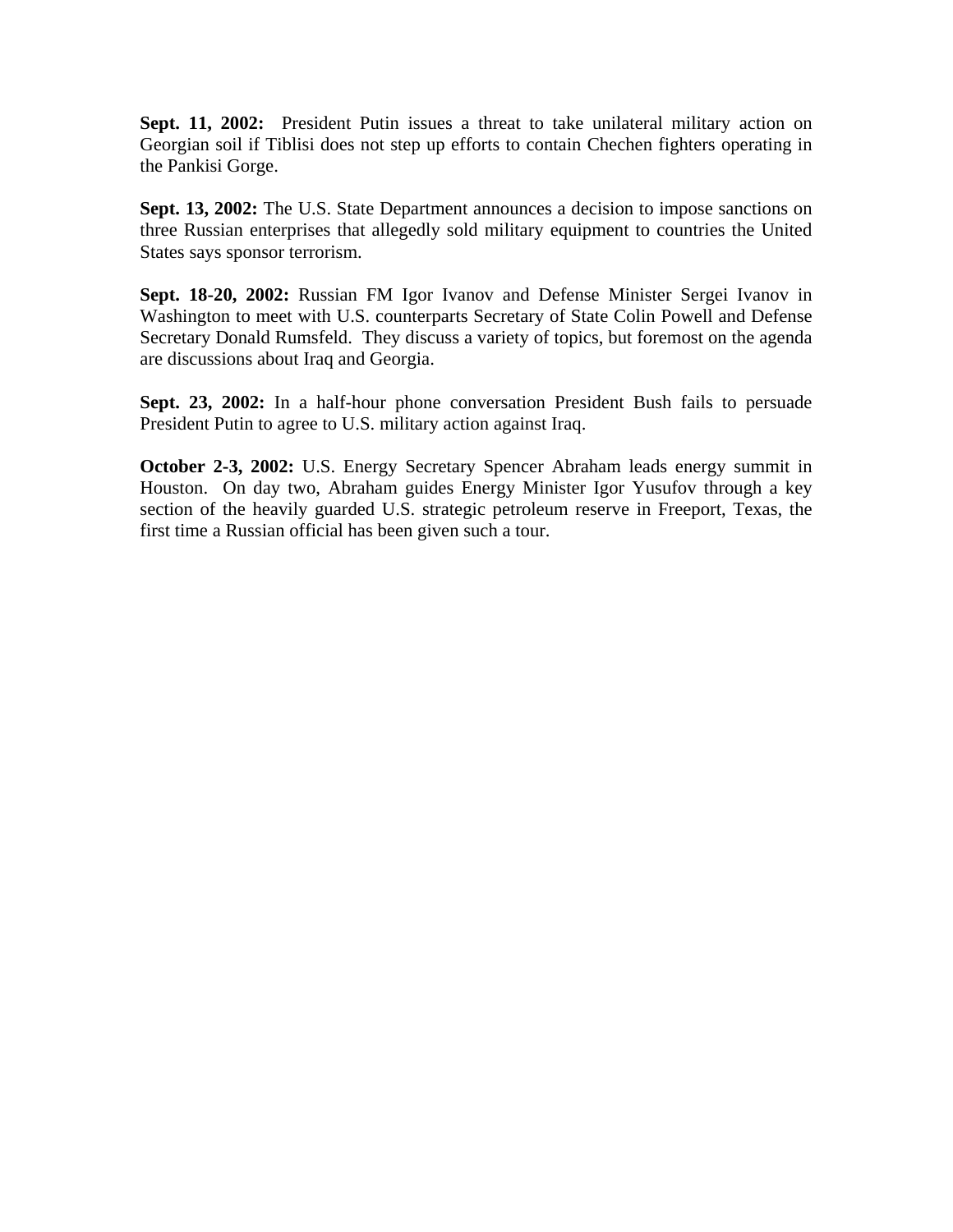**Sept. 11, 2002:** President Putin issues a threat to take unilateral military action on Georgian soil if Tiblisi does not step up efforts to contain Chechen fighters operating in the Pankisi Gorge.

**Sept. 13, 2002:** The U.S. State Department announces a decision to impose sanctions on three Russian enterprises that allegedly sold military equipment to countries the United States says sponsor terrorism.

**Sept. 18-20, 2002:** Russian FM Igor Ivanov and Defense Minister Sergei Ivanov in Washington to meet with U.S. counterparts Secretary of State Colin Powell and Defense Secretary Donald Rumsfeld. They discuss a variety of topics, but foremost on the agenda are discussions about Iraq and Georgia.

**Sept. 23, 2002:** In a half-hour phone conversation President Bush fails to persuade President Putin to agree to U.S. military action against Iraq.

**October 2-3, 2002:** U.S. Energy Secretary Spencer Abraham leads energy summit in Houston. On day two, Abraham guides Energy Minister Igor Yusufov through a key section of the heavily guarded U.S. strategic petroleum reserve in Freeport, Texas, the first time a Russian official has been given such a tour.